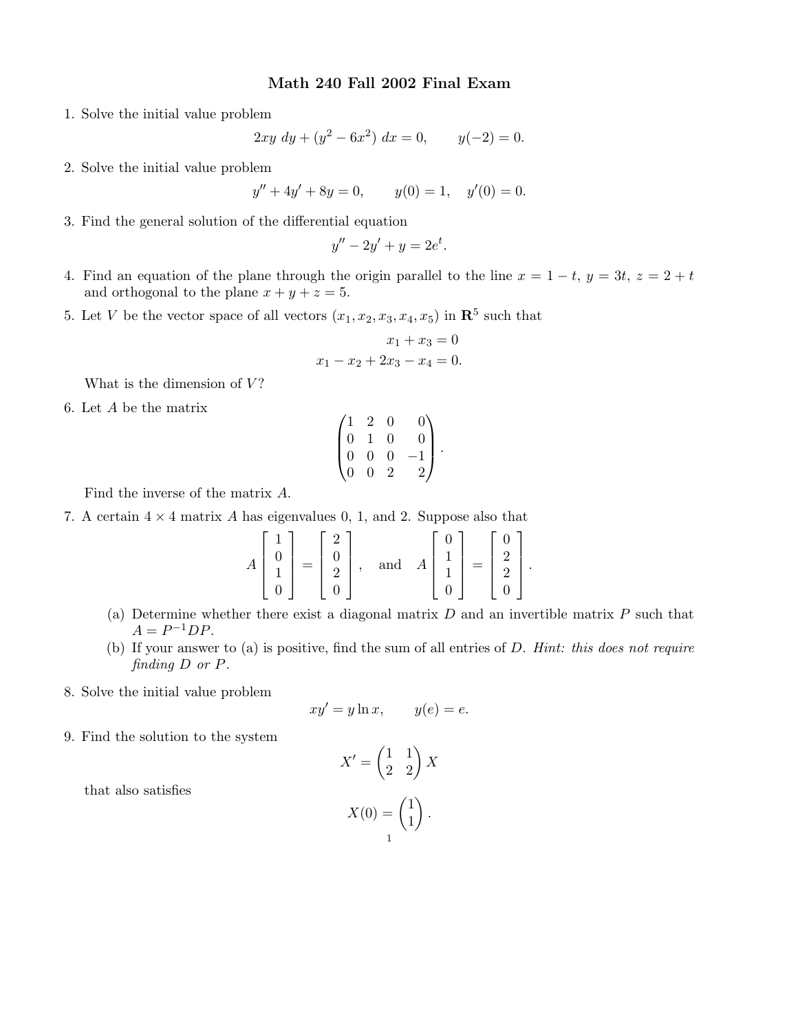# Math 240 Fall 2002 Final Exam

1. Solve the initial value problem
$$2xy\ dy + (y^2 - 6x^2)\ dx = 0, \qquad y(-2) = 0.$$

2. Solve the initial value problem
$$y'' + 4y' + 8y = 0, \qquad y(0) = 1, \quad y'(0) = 0.$$

3. Find the general solution of the differential equation
$$y'' - 2y' + y = 2e^t.$$

4. Find an equation of the plane through the origin parallel to the line $x = 1 - t$, $y = 3t$, $z = 2 + t$ and orthogonal to the plane $x + y + z = 5$.

5. Let $V$ be the vector space of all vectors $(x_1, x_2, x_3, x_4, x_5)$ in $\mathbf{R}^5$ such that
$$x_1 + x_3 = 0$$
$$x_1 - x_2 + 2x_3 - x_4 = 0.$$
What is the dimension of $V$?

6. Let $A$ be the matrix
$$\begin{pmatrix} 1 & 2 & 0 & 0 \\ 0 & 1 & 0 & 0 \\ 0 & 0 & 0 & -1 \\ 0 & 0 & 2 & 2 \end{pmatrix}.$$
Find the inverse of the matrix $A$.

7. A certain $4 \times 4$ matrix $A$ has eigenvalues 0, 1, and 2. Suppose also that
$$A \begin{bmatrix} 1 \\ 0 \\ 1 \\ 0 \end{bmatrix} = \begin{bmatrix} 2 \\ 0 \\ 2 \\ 0 \end{bmatrix}, \quad \text{and} \quad A \begin{bmatrix} 0 \\ 1 \\ 1 \\ 0 \end{bmatrix} = \begin{bmatrix} 0 \\ 2 \\ 2 \\ 0 \end{bmatrix}.$$
   (a) Determine whether there exist a diagonal matrix $D$ and an invertible matrix $P$ such that $A = P^{-1}DP$.
   
   (b) If your answer to (a) is positive, find the sum of all entries of $D$. *Hint: this does not require finding $D$ or $P$.*

8. Solve the initial value problem
$$xy' = y \ln x, \qquad y(e) = e.$$

9. Find the solution to the system
$$X' = \begin{pmatrix} 1 & 1 \\ 2 & 2 \end{pmatrix} X$$
that also satisfies
$$X(0) = \begin{pmatrix} 1 \\ 1 \end{pmatrix}.$$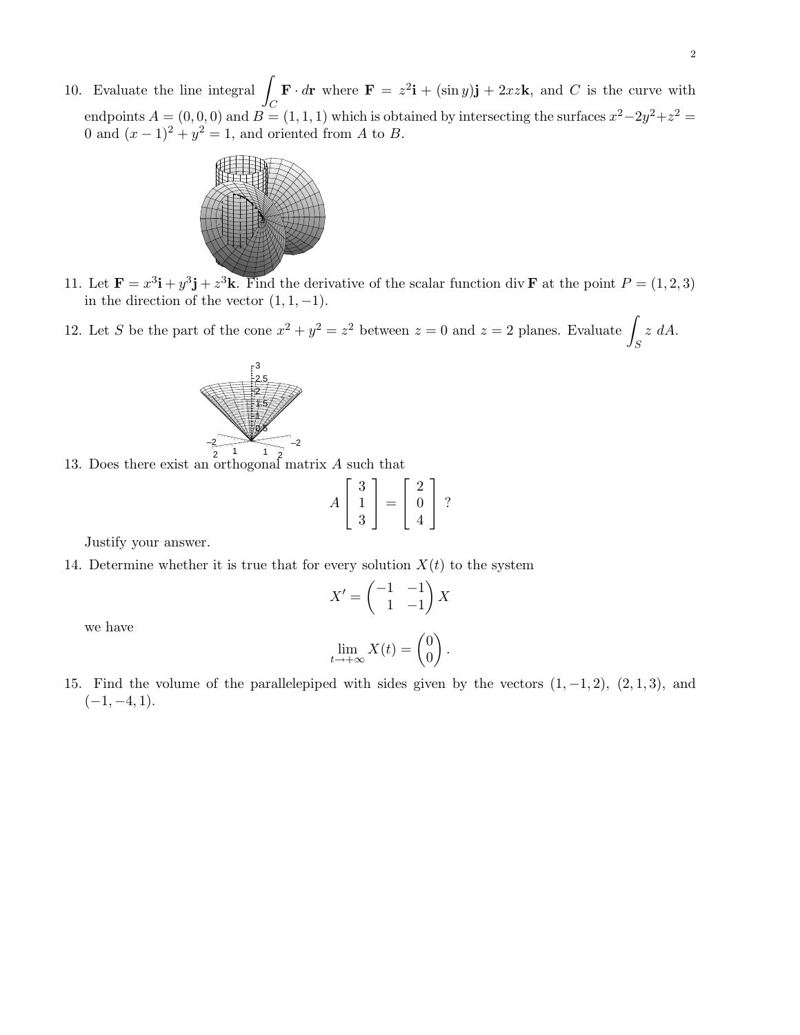10. Evaluate the line integral $\int_C \mathbf{F} \cdot d\mathbf{r}$ where $\mathbf{F} = z^2\mathbf{i} + (\sin y)\mathbf{j} + 2xz\mathbf{k}$, and $C$ is the curve with endpoints $A = (0, 0, 0)$ and $B = (1, 1, 1)$ which is obtained by intersecting the surfaces $x^2 - 2y^2 + z^2 = 0$ and $(x - 1)^2 + y^2 = 1$, and oriented from $A$ to $B$.

11. Let $\mathbf{F} = x^3\mathbf{i} + y^3\mathbf{j} + z^3\mathbf{k}$. Find the derivative of the scalar function $\operatorname{div} \mathbf{F}$ at the point $P = (1, 2, 3)$ in the direction of the vector $(1, 1, -1)$.

12. Let $S$ be the part of the cone $x^2 + y^2 = z^2$ between $z = 0$ and $z = 2$ planes. Evaluate $\int_S z \, dA$.

13. Does there exist an orthogonal matrix $A$ such that

$$A \begin{bmatrix} 3 \\ 1 \\ 3 \end{bmatrix} = \begin{bmatrix} 2 \\ 0 \\ 4 \end{bmatrix} \ ?$$

Justify your answer.

14. Determine whether it is true that for every solution $X(t)$ to the system

$$X' = \begin{pmatrix} -1 & -1 \\ 1 & -1 \end{pmatrix} X$$

we have

$$\lim_{t \to +\infty} X(t) = \begin{pmatrix} 0 \\ 0 \end{pmatrix}.$$

15. Find the volume of the parallelepiped with sides given by the vectors $(1, -1, 2)$, $(2, 1, 3)$, and $(-1, -4, 1)$.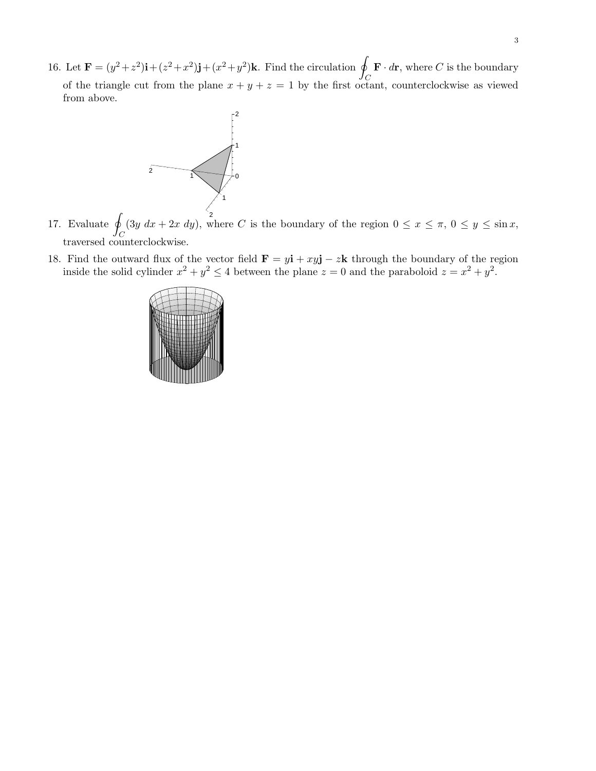16. Let $\mathbf{F} = (y^2+z^2)\mathbf{i}+(z^2+x^2)\mathbf{j}+(x^2+y^2)\mathbf{k}$. Find the circulation $\oint_C \mathbf{F} \cdot d\mathbf{r}$, where $C$ is the boundary of the triangle cut from the plane $x + y + z = 1$ by the first octant, counterclockwise as viewed from above.

2
1
0
1
2
2
1

17. Evaluate $\oint_C (3y\ dx + 2x\ dy)$, where $C$ is the boundary of the region $0 \leq x \leq \pi$, $0 \leq y \leq \sin x$, traversed counterclockwise.

18. Find the outward flux of the vector field $\mathbf{F} = y\mathbf{i} + xy\mathbf{j} - z\mathbf{k}$ through the boundary of the region inside the solid cylinder $x^2 + y^2 \leq 4$ between the plane $z = 0$ and the paraboloid $z = x^2 + y^2$.